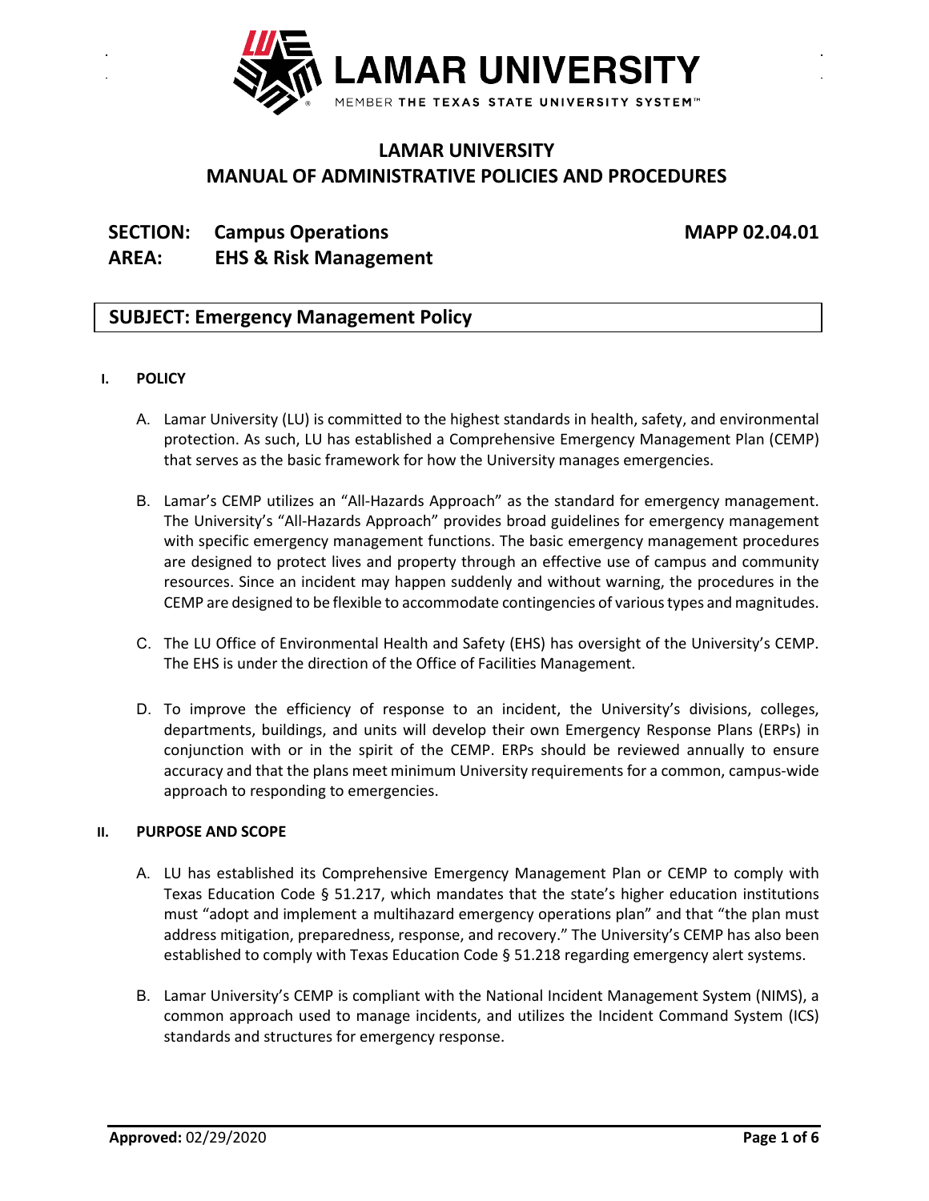# LAMAR UNIVERSITY

## MANUAL OF ADMINISTRATIVE POLICIES AND PROCEDURES

**SECTION: Campus Operations** **MAPP 02.04.01**

**AREA: EHS & Risk Management**

## SUBJECT: Emergency Management Policy

### I. POLICY

A. Lamar University (LU) is committed to the highest standards in health, safety, and environmental protection. As such, LU has established a Comprehensive Emergency Management Plan (CEMP) that serves as the basic framework for how the University manages emergencies.

B. Lamar's CEMP utilizes an "All-Hazards Approach" as the standard for emergency management. The University's "All-Hazards Approach" provides broad guidelines for emergency management with specific emergency management functions. The basic emergency management procedures are designed to protect lives and property through an effective use of campus and community resources. Since an incident may happen suddenly and without warning, the procedures in the CEMP are designed to be flexible to accommodate contingencies of various types and magnitudes.

C. The LU Office of Environmental Health and Safety (EHS) has oversight of the University's CEMP. The EHS is under the direction of the Office of Facilities Management.

D. To improve the efficiency of response to an incident, the University's divisions, colleges, departments, buildings, and units will develop their own Emergency Response Plans (ERPs) in conjunction with or in the spirit of the CEMP. ERPs should be reviewed annually to ensure accuracy and that the plans meet minimum University requirements for a common, campus-wide approach to responding to emergencies.

### II. PURPOSE AND SCOPE

A. LU has established its Comprehensive Emergency Management Plan or CEMP to comply with Texas Education Code § 51.217, which mandates that the state's higher education institutions must "adopt and implement a multihazard emergency operations plan" and that "the plan must address mitigation, preparedness, response, and recovery." The University's CEMP has also been established to comply with Texas Education Code § 51.218 regarding emergency alert systems.

B. Lamar University's CEMP is compliant with the National Incident Management System (NIMS), a common approach used to manage incidents, and utilizes the Incident Command System (ICS) standards and structures for emergency response.

**Approved:** 02/29/2020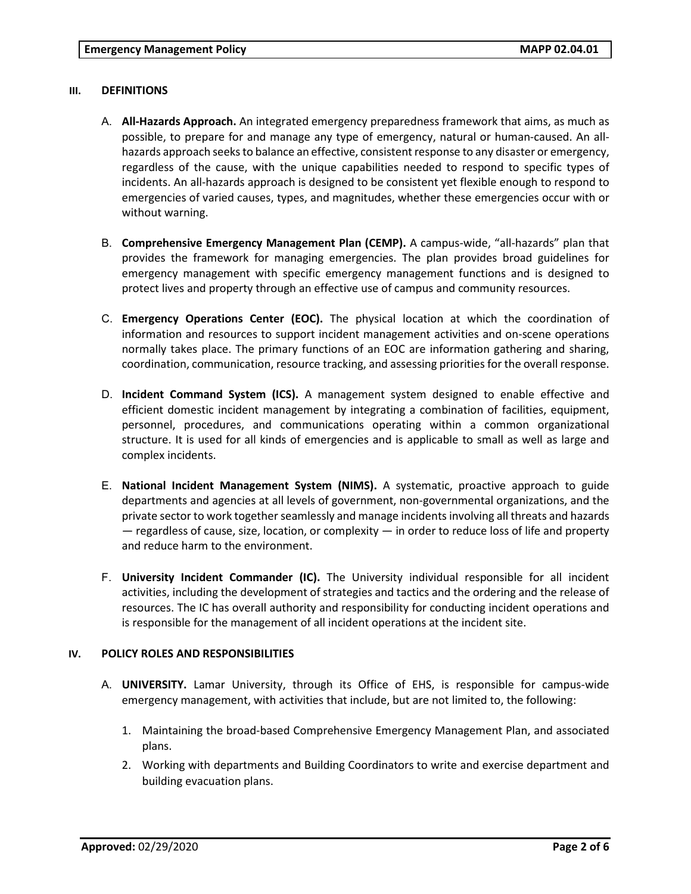## III. DEFINITIONS

A. **All-Hazards Approach.** An integrated emergency preparedness framework that aims, as much as possible, to prepare for and manage any type of emergency, natural or human-caused. An all-hazards approach seeks to balance an effective, consistent response to any disaster or emergency, regardless of the cause, with the unique capabilities needed to respond to specific types of incidents. An all-hazards approach is designed to be consistent yet flexible enough to respond to emergencies of varied causes, types, and magnitudes, whether these emergencies occur with or without warning.

B. **Comprehensive Emergency Management Plan (CEMP).** A campus-wide, "all-hazards" plan that provides the framework for managing emergencies. The plan provides broad guidelines for emergency management with specific emergency management functions and is designed to protect lives and property through an effective use of campus and community resources.

C. **Emergency Operations Center (EOC).** The physical location at which the coordination of information and resources to support incident management activities and on-scene operations normally takes place. The primary functions of an EOC are information gathering and sharing, coordination, communication, resource tracking, and assessing priorities for the overall response.

D. **Incident Command System (ICS).** A management system designed to enable effective and efficient domestic incident management by integrating a combination of facilities, equipment, personnel, procedures, and communications operating within a common organizational structure. It is used for all kinds of emergencies and is applicable to small as well as large and complex incidents.

E. **National Incident Management System (NIMS).** A systematic, proactive approach to guide departments and agencies at all levels of government, non-governmental organizations, and the private sector to work together seamlessly and manage incidents involving all threats and hazards — regardless of cause, size, location, or complexity — in order to reduce loss of life and property and reduce harm to the environment.

F. **University Incident Commander (IC).** The University individual responsible for all incident activities, including the development of strategies and tactics and the ordering and the release of resources. The IC has overall authority and responsibility for conducting incident operations and is responsible for the management of all incident operations at the incident site.

## IV. POLICY ROLES AND RESPONSIBILITIES

A. **UNIVERSITY.** Lamar University, through its Office of EHS, is responsible for campus-wide emergency management, with activities that include, but are not limited to, the following:

1. Maintaining the broad-based Comprehensive Emergency Management Plan, and associated plans.
2. Working with departments and Building Coordinators to write and exercise department and building evacuation plans.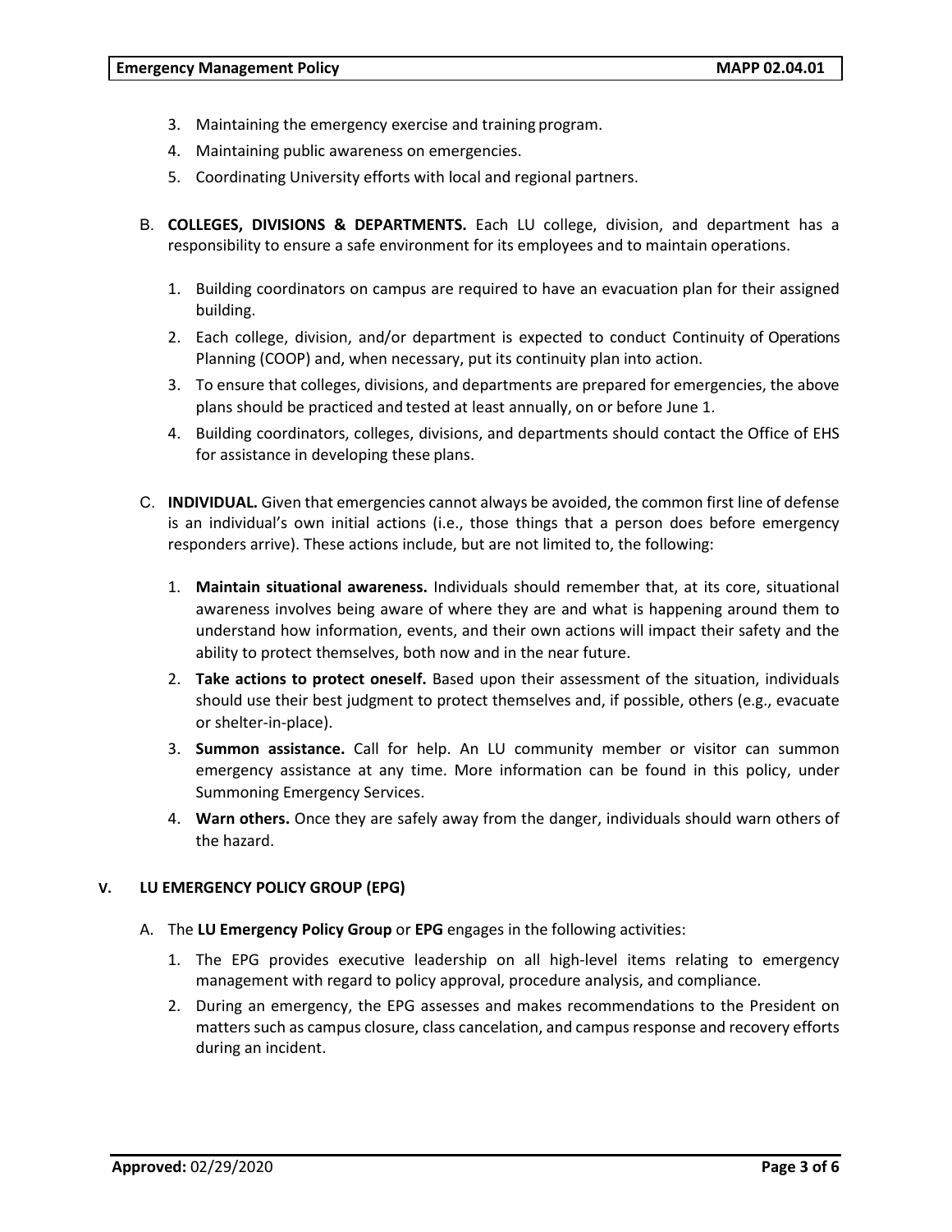3. Maintaining the emergency exercise and training program.
4. Maintaining public awareness on emergencies.
5. Coordinating University efforts with local and regional partners.

B. **COLLEGES, DIVISIONS & DEPARTMENTS.** Each LU college, division, and department has a responsibility to ensure a safe environment for its employees and to maintain operations.

1. Building coordinators on campus are required to have an evacuation plan for their assigned building.
2. Each college, division, and/or department is expected to conduct Continuity of Operations Planning (COOP) and, when necessary, put its continuity plan into action.
3. To ensure that colleges, divisions, and departments are prepared for emergencies, the above plans should be practiced and tested at least annually, on or before June 1.
4. Building coordinators, colleges, divisions, and departments should contact the Office of EHS for assistance in developing these plans.

C. **INDIVIDUAL.** Given that emergencies cannot always be avoided, the common first line of defense is an individual's own initial actions (i.e., those things that a person does before emergency responders arrive). These actions include, but are not limited to, the following:

1. **Maintain situational awareness.** Individuals should remember that, at its core, situational awareness involves being aware of where they are and what is happening around them to understand how information, events, and their own actions will impact their safety and the ability to protect themselves, both now and in the near future.
2. **Take actions to protect oneself.** Based upon their assessment of the situation, individuals should use their best judgment to protect themselves and, if possible, others (e.g., evacuate or shelter-in-place).
3. **Summon assistance.** Call for help. An LU community member or visitor can summon emergency assistance at any time. More information can be found in this policy, under Summoning Emergency Services.
4. **Warn others.** Once they are safely away from the danger, individuals should warn others of the hazard.

## V. LU EMERGENCY POLICY GROUP (EPG)

A. The **LU Emergency Policy Group** or **EPG** engages in the following activities:

1. The EPG provides executive leadership on all high-level items relating to emergency management with regard to policy approval, procedure analysis, and compliance.
2. During an emergency, the EPG assesses and makes recommendations to the President on matters such as campus closure, class cancelation, and campus response and recovery efforts during an incident.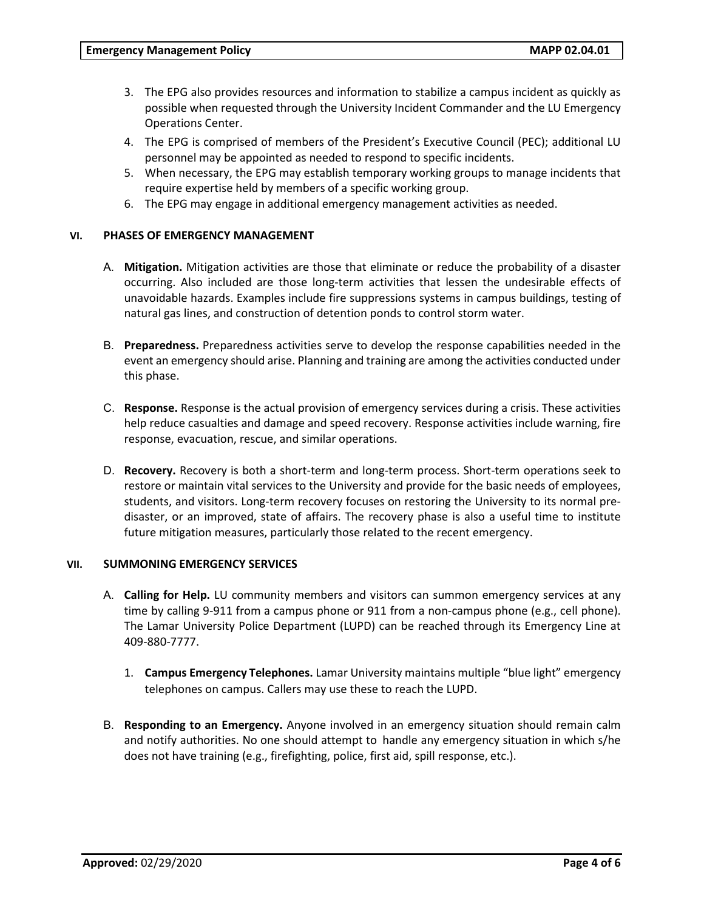3. The EPG also provides resources and information to stabilize a campus incident as quickly as possible when requested through the University Incident Commander and the LU Emergency Operations Center.
4. The EPG is comprised of members of the President's Executive Council (PEC); additional LU personnel may be appointed as needed to respond to specific incidents.
5. When necessary, the EPG may establish temporary working groups to manage incidents that require expertise held by members of a specific working group.
6. The EPG may engage in additional emergency management activities as needed.

## VI. PHASES OF EMERGENCY MANAGEMENT

A. **Mitigation.** Mitigation activities are those that eliminate or reduce the probability of a disaster occurring. Also included are those long-term activities that lessen the undesirable effects of unavoidable hazards. Examples include fire suppressions systems in campus buildings, testing of natural gas lines, and construction of detention ponds to control storm water.

B. **Preparedness.** Preparedness activities serve to develop the response capabilities needed in the event an emergency should arise. Planning and training are among the activities conducted under this phase.

C. **Response.** Response is the actual provision of emergency services during a crisis. These activities help reduce casualties and damage and speed recovery. Response activities include warning, fire response, evacuation, rescue, and similar operations.

D. **Recovery.** Recovery is both a short-term and long-term process. Short-term operations seek to restore or maintain vital services to the University and provide for the basic needs of employees, students, and visitors. Long-term recovery focuses on restoring the University to its normal pre-disaster, or an improved, state of affairs. The recovery phase is also a useful time to institute future mitigation measures, particularly those related to the recent emergency.

## VII. SUMMONING EMERGENCY SERVICES

A. **Calling for Help.** LU community members and visitors can summon emergency services at any time by calling 9-911 from a campus phone or 911 from a non-campus phone (e.g., cell phone). The Lamar University Police Department (LUPD) can be reached through its Emergency Line at 409-880-7777.

   1. **Campus Emergency Telephones.** Lamar University maintains multiple "blue light" emergency telephones on campus. Callers may use these to reach the LUPD.

B. **Responding to an Emergency.** Anyone involved in an emergency situation should remain calm and notify authorities. No one should attempt to handle any emergency situation in which s/he does not have training (e.g., firefighting, police, first aid, spill response, etc.).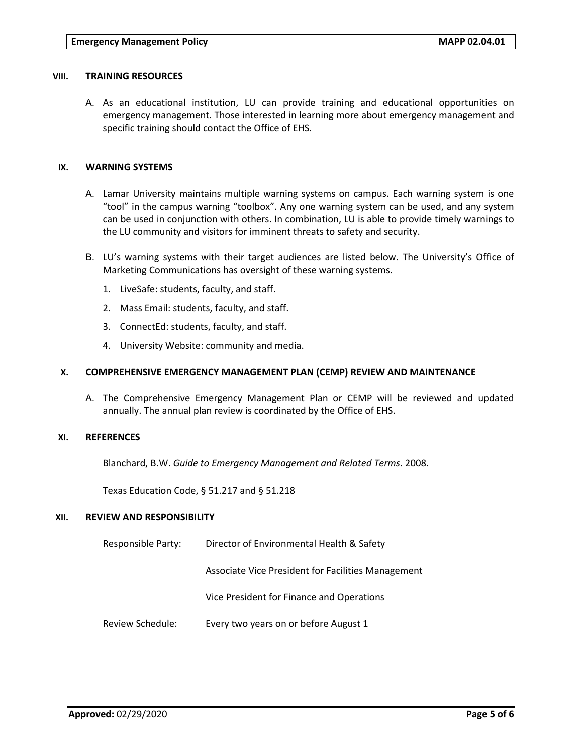## VIII. TRAINING RESOURCES

A. As an educational institution, LU can provide training and educational opportunities on emergency management. Those interested in learning more about emergency management and specific training should contact the Office of EHS.

## IX. WARNING SYSTEMS

A. Lamar University maintains multiple warning systems on campus. Each warning system is one "tool" in the campus warning "toolbox". Any one warning system can be used, and any system can be used in conjunction with others. In combination, LU is able to provide timely warnings to the LU community and visitors for imminent threats to safety and security.

B. LU's warning systems with their target audiences are listed below. The University's Office of Marketing Communications has oversight of these warning systems.

1. LiveSafe: students, faculty, and staff.
2. Mass Email: students, faculty, and staff.
3. ConnectEd: students, faculty, and staff.
4. University Website: community and media.

## X. COMPREHENSIVE EMERGENCY MANAGEMENT PLAN (CEMP) REVIEW AND MAINTENANCE

A. The Comprehensive Emergency Management Plan or CEMP will be reviewed and updated annually. The annual plan review is coordinated by the Office of EHS.

## XI. REFERENCES

Blanchard, B.W. *Guide to Emergency Management and Related Terms*. 2008.

Texas Education Code, § 51.217 and § 51.218

## XII. REVIEW AND RESPONSIBILITY

| | |
|---|---|
| Responsible Party: | Director of Environmental Health & Safety |
| | Associate Vice President for Facilities Management |
| | Vice President for Finance and Operations |
| Review Schedule: | Every two years on or before August 1 |

**Approved:** 02/29/2020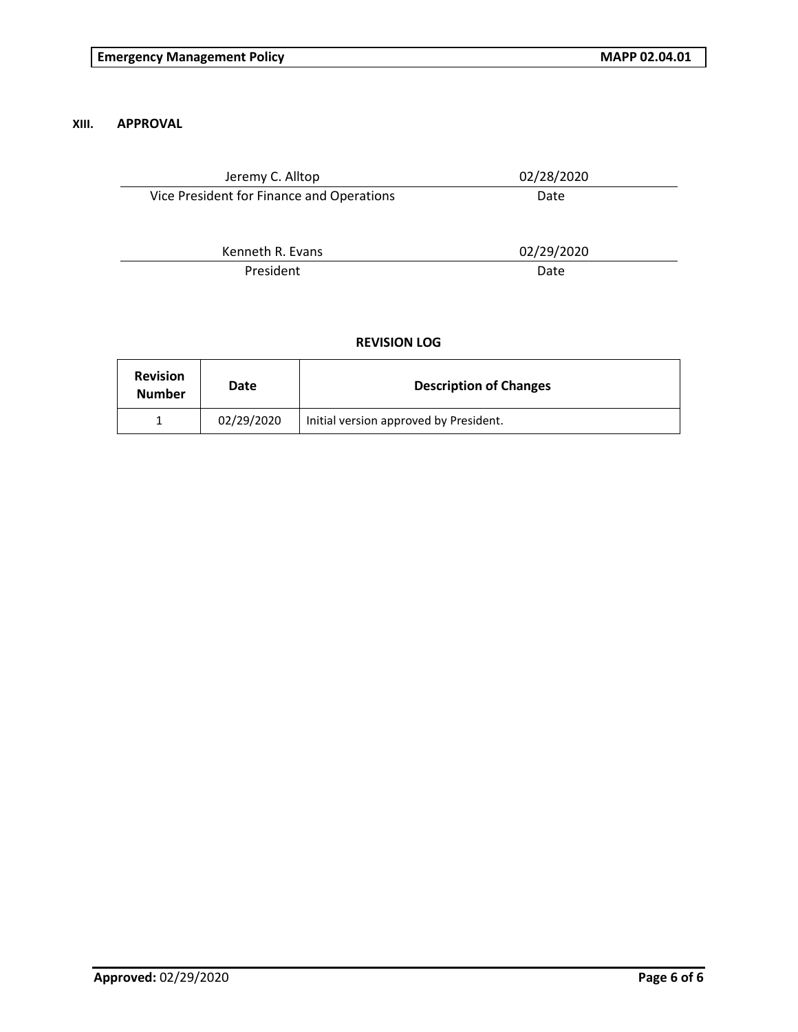## XIII. APPROVAL

| | |
|---|---|
| Jeremy C. Alltop | 02/28/2020 |
| Vice President for Finance and Operations | Date |

| | |
|---|---|
| Kenneth R. Evans | 02/29/2020 |
| President | Date |

**REVISION LOG**

| Revision Number | Date | Description of Changes |
|---|---|---|
| 1 | 02/29/2020 | Initial version approved by President. |

**Approved:** 02/29/2020